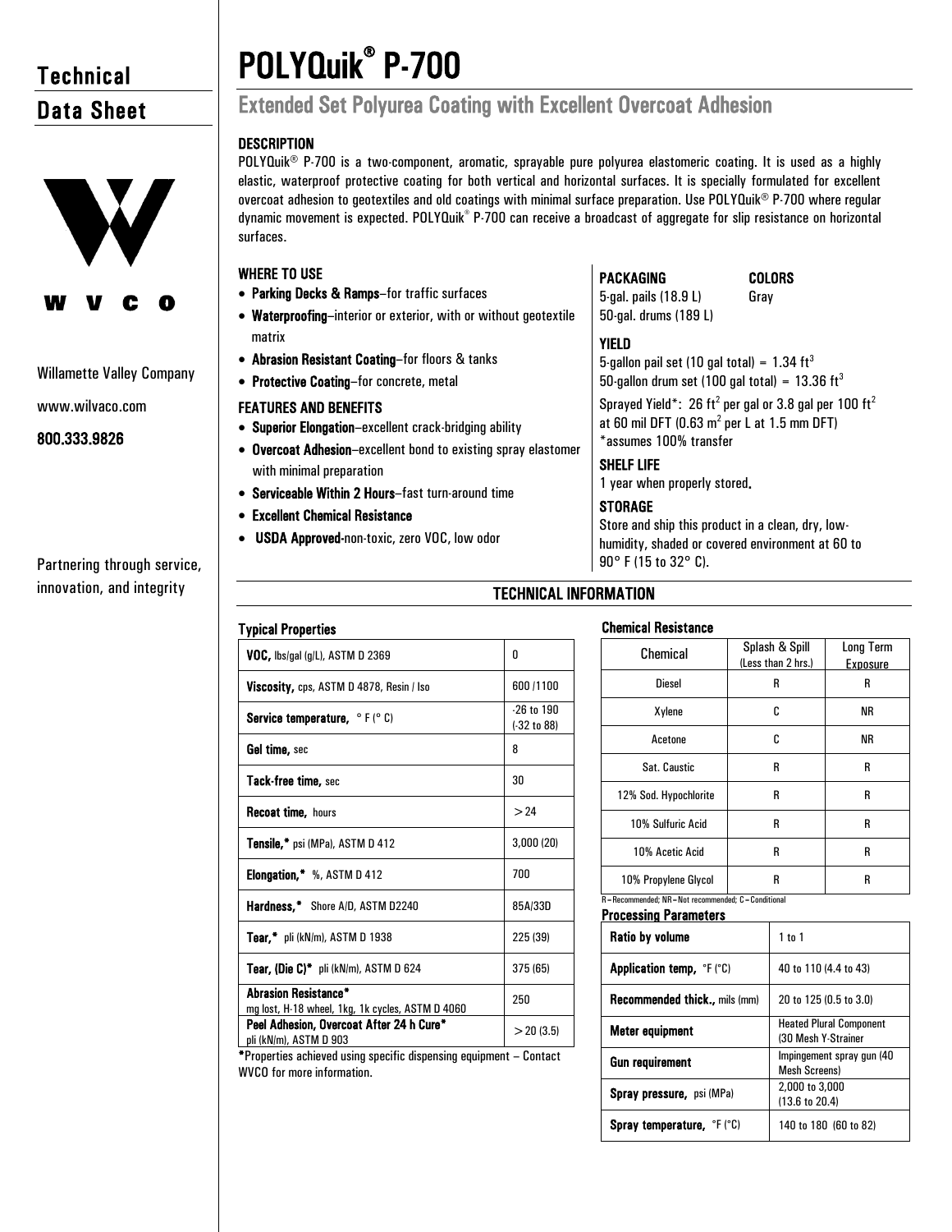# Technical Data Sheet

W V C O

Willamette Valley Company

www.wilvaco.com

**800.333.9826**

Partnering through service, innovation, and integrity

# POLYQuik® P-700

## Extended Set Polyurea Coating with Excellent Overcoat Adhesion

### DESCRIPTION

POLYQuik® P-700 is a two-component, aromatic, sprayable pure polyurea elastomeric coating. It is used as a highly elastic, waterproof protective coating for both vertical and horizontal surfaces. It is specially formulated for excellent overcoat adhesion to geotextiles and old coatings with minimal surface preparation. Use POLYQuik® P-700 where regular dynamic movement is expected. POLYQuik® P-700 can receive a broadcast of aggregate for slip resistance on horizontal surfaces.

### WHERE TO USE

- **Parking Decks & Ramps**–for traffic surfaces
- **Waterproofing**–interior or exterior, with or without geotextile matrix
- **Abrasion Resistant Coating**–for floors & tanks
- **Protective Coating**–for concrete, metal

### FEATURES AND BENEFITS

- **Superior Elongation**–excellent crack-bridging ability
- **Overcoat Adhesion**–excellent bond to existing spray elastomer with minimal preparation
- **Serviceable Within 2 Hours**–fast turn-around time
- **Excellent Chemical Resistance**
- **USDA Approved**-non-toxic, zero VOC, low odor

### PACKAGING

5-gal. pails (18.9 L)
50-gal. drums (189 L)

### COLORS

Gray

### YIELD

5-gallon pail set (10 gal total) = 1.34 $ft^3$
50-gallon drum set (100 gal total) = 13.36 $ft^3$

Sprayed Yield*: 26 $ft^2$ per gal or 3.8 gal per 100 $ft^2$ at 60 mil DFT (0.63 $m^2$ per L at 1.5 mm DFT)
*assumes 100% transfer

### SHELF LIFE

1 year when properly stored.

### STORAGE

Store and ship this product in a clean, dry, low-humidity, shaded or covered environment at 60 to 90° F (15 to 32° C).

## TECHNICAL INFORMATION

### Typical Properties

| | |
|---|---|
| **VOC,** lbs/gal (g/L), ASTM D 2369 | 0 |
| **Viscosity,** cps, ASTM D 4878, Resin / Iso | 600 /1100 |
| **Service temperature,** ° F (° C) | -26 to 190 (-32 to 88) |
| **Gel time,** sec | 8 |
| **Tack-free time,** sec | 30 |
| **Recoat time,** hours | ＞24 |
| **Tensile,*** psi (MPa), ASTM D 412 | 3,000 (20) |
| **Elongation,*** %, ASTM D 412 | 700 |
| **Hardness,*** Shore A/D, ASTM D2240 | 85A/33D |
| **Tear,*** pli (kN/m), ASTM D 1938 | 225 (39) |
| **Tear, (Die C)*** pli (kN/m), ASTM D 624 | 375 (65) |
| **Abrasion Resistance*** mg lost, H-18 wheel, 1kg, 1k cycles, ASTM D 4060 | 250 |
| **Peel Adhesion, Overcoat After 24 h Cure*** pli (kN/m), ASTM D 903 | ＞20 (3.5) |

*Properties achieved using specific dispensing equipment – Contact WVCO for more information.

### Chemical Resistance

| Chemical | Splash & Spill (Less than 2 hrs.) | Long Term Exposure |
|---|---|---|
| Diesel | R | R |
| Xylene | C | NR |
| Acetone | C | NR |
| Sat. Caustic | R | R |
| 12% Sod. Hypochlorite | R | R |
| 10% Sulfuric Acid | R | R |
| 10% Acetic Acid | R | R |
| 10% Propylene Glycol | R | R |

R = Recommended; NR = Not recommended; C = Conditional

### Processing Parameters

| | |
|---|---|
| **Ratio by volume** | 1 to 1 |
| **Application temp,** °F (°C) | 40 to 110 (4.4 to 43) |
| **Recommended thick.,** mils (mm) | 20 to 125 (0.5 to 3.0) |
| **Meter equipment** | Heated Plural Component (30 Mesh Y-Strainer |
| **Gun requirement** | Impingement spray gun (40 Mesh Screens) |
| **Spray pressure,** psi (MPa) | 2,000 to 3,000 (13.6 to 20.4) |
| **Spray temperature,** °F (°C) | 140 to 180 (60 to 82) |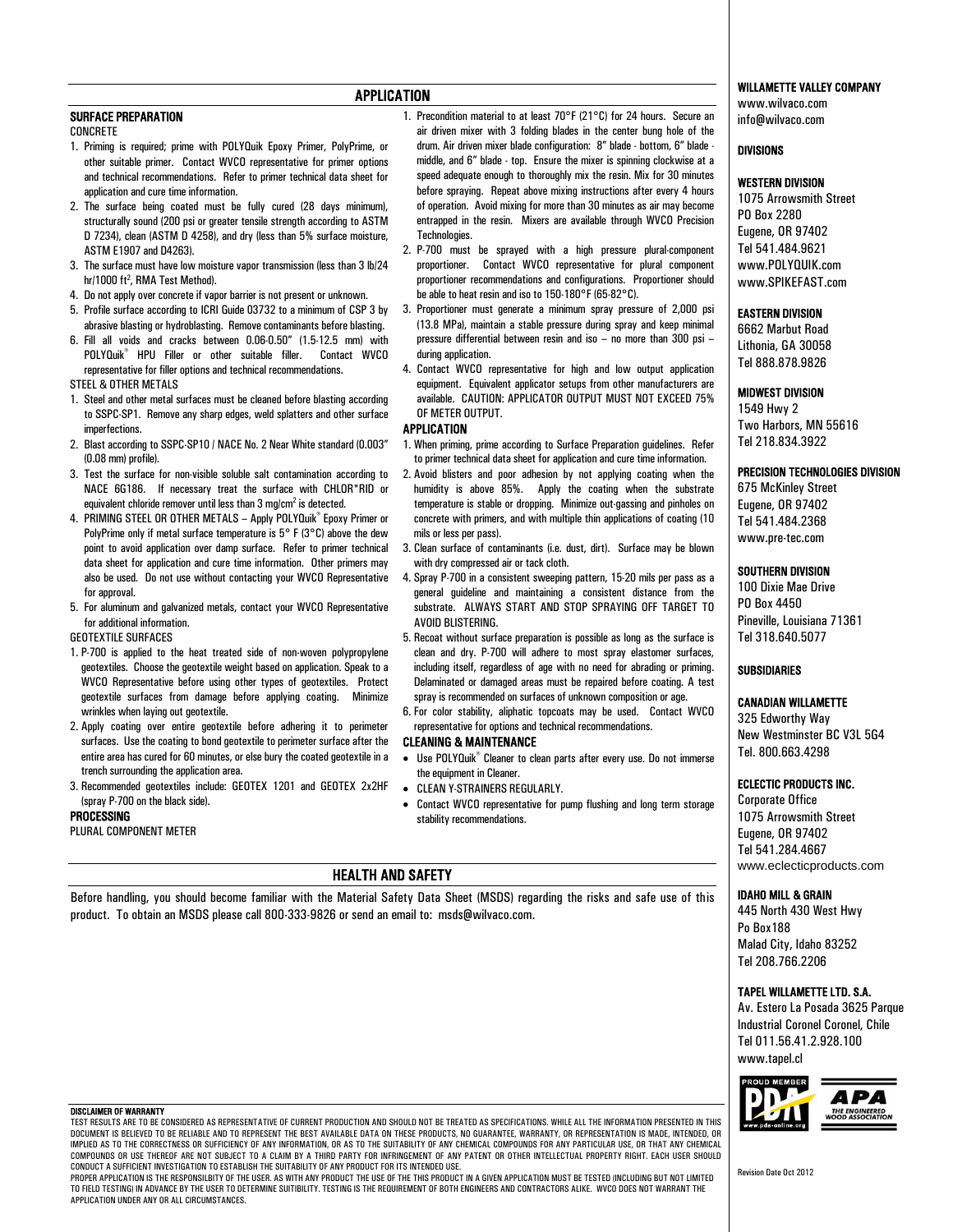## APPLICATION

### SURFACE PREPARATION

CONCRETE

1. Priming is required; prime with POLYQuik Epoxy Primer, PolyPrime, or other suitable primer. Contact WVCO representative for primer options and technical recommendations. Refer to primer technical data sheet for application and cure time information.
2. The surface being coated must be fully cured (28 days minimum), structurally sound (200 psi or greater tensile strength according to ASTM D 7234), clean (ASTM D 4258), and dry (less than 5% surface moisture, ASTM E1907 and D4263).
3. The surface must have low moisture vapor transmission (less than 3 lb/24 hr/1000 ft$^2$, RMA Test Method).
4. Do not apply over concrete if vapor barrier is not present or unknown.
5. Profile surface according to ICRI Guide 03732 to a minimum of CSP 3 by abrasive blasting or hydroblasting. Remove contaminants before blasting.
6. Fill all voids and cracks between 0.06-0.50" (1.5-12.5 mm) with POLYQuik® HPU Filler or other suitable filler. Contact WVCO representative for filler options and technical recommendations.

STEEL & OTHER METALS

1. Steel and other metal surfaces must be cleaned before blasting according to SSPC-SP1. Remove any sharp edges, weld splatters and other surface imperfections.
2. Blast according to SSPC-SP10 / NACE No. 2 Near White standard (0.003" (0.08 mm) profile).
3. Test the surface for non-visible soluble salt contamination according to NACE 6G186. If necessary treat the surface with CHLOR*RID or equivalent chloride remover until less than 3 mg/cm$^2$ is detected.
4. PRIMING STEEL OR OTHER METALS – Apply POLYQuik® Epoxy Primer or PolyPrime only if metal surface temperature is 5° F (3°C) above the dew point to avoid application over damp surface. Refer to primer technical data sheet for application and cure time information. Other primers may also be used. Do not use without contacting your WVCO Representative for approval.
5. For aluminum and galvanized metals, contact your WVCO Representative for additional information.

GEOTEXTILE SURFACES

1. P-700 is applied to the heat treated side of non-woven polypropylene geotextiles. Choose the geotextile weight based on application. Speak to a WVCO Representative before using other types of geotextiles. Protect geotextile surfaces from damage before applying coating. Minimize wrinkles when laying out geotextile.
2. Apply coating over entire geotextile before adhering it to perimeter surfaces. Use the coating to bond geotextile to perimeter surface after the entire area has cured for 60 minutes, or else bury the coated geotextile in a trench surrounding the application area.
3. Recommended geotextiles include: GEOTEX 1201 and GEOTEX 2x2HF (spray P-700 on the black side).

### PROCESSING

PLURAL COMPONENT METER

1. Precondition material to at least 70°F (21°C) for 24 hours. Secure an air driven mixer with 3 folding blades in the center bung hole of the drum. Air driven mixer blade configuration: 8" blade - bottom, 6" blade - middle, and 6" blade - top. Ensure the mixer is spinning clockwise at a speed adequate enough to thoroughly mix the resin. Mix for 30 minutes before spraying. Repeat above mixing instructions after every 4 hours of operation. Avoid mixing for more than 30 minutes as air may become entrapped in the resin. Mixers are available through WVCO Precision Technologies.
2. P-700 must be sprayed with a high pressure plural-component proportioner. Contact WVCO representative for plural component proportioner recommendations and configurations. Proportioner should be able to heat resin and iso to 150-180°F (65-82°C).
3. Proportioner must generate a minimum spray pressure of 2,000 psi (13.8 MPa), maintain a stable pressure during spray and keep minimal pressure differential between resin and iso – no more than 300 psi – during application.
4. Contact WVCO representative for high and low output application equipment. Equivalent applicator setups from other manufacturers are available. CAUTION: APPLICATOR OUTPUT MUST NOT EXCEED 75% OF METER OUTPUT.

### APPLICATION

1. When priming, prime according to Surface Preparation guidelines. Refer to primer technical data sheet for application and cure time information.
2. Avoid blisters and poor adhesion by not applying coating when the humidity is above 85%. Apply the coating when the substrate temperature is stable or dropping. Minimize out-gassing and pinholes on concrete with primers, and with multiple thin applications of coating (10 mils or less per pass).
3. Clean surface of contaminants (i.e. dust, dirt). Surface may be blown with dry compressed air or tack cloth.
4. Spray P-700 in a consistent sweeping pattern, 15-20 mils per pass as a general guideline and maintaining a consistent distance from the substrate. ALWAYS START AND STOP SPRAYING OFF TARGET TO AVOID BLISTERING.
5. Recoat without surface preparation is possible as long as the surface is clean and dry. P-700 will adhere to most spray elastomer surfaces, including itself, regardless of age with no need for abrading or priming. Delaminated or damaged areas must be repaired before coating. A test spray is recommended on surfaces of unknown composition or age.
6. For color stability, aliphatic topcoats may be used. Contact WVCO representative for options and technical recommendations.

### CLEANING & MAINTENANCE

- Use POLYQuik® Cleaner to clean parts after every use. Do not immerse the equipment in Cleaner.
- CLEAN Y-STRAINERS REGULARLY.
- Contact WVCO representative for pump flushing and long term storage stability recommendations.

## HEALTH AND SAFETY

Before handling, you should become familiar with the Material Safety Data Sheet (MSDS) regarding the risks and safe use of this product. To obtain an MSDS please call 800-333-9826 or send an email to: msds@wilvaco.com.

**DISCLAIMER OF WARRANTY**

TEST RESULTS ARE TO BE CONSIDERED AS REPRESENTATIVE OF CURRENT PRODUCTION AND SHOULD NOT BE TREATED AS SPECIFICATIONS. WHILE ALL THE INFORMATION PRESENTED IN THIS DOCUMENT IS BELIEVED TO BE RELIABLE AND TO REPRESENT THE BEST AVAILABLE DATA ON THESE PRODUCTS, NO GUARANTEE, WARRANTY, OR REPRESENTATION IS MADE, INTENDED, OR IMPLIED AS TO THE CORRECTNESS OR SUFFICIENCY OF ANY INFORMATION, OR AS TO THE SUITABILITY OF ANY CHEMICAL COMPOUNDS FOR ANY PARTICULAR USE, OR THAT ANY CHEMICAL COMPOUNDS OR USE THEREOF ARE NOT SUBJECT TO A CLAIM BY A THIRD PARTY FOR INFRINGEMENT OF ANY PATENT OR OTHER INTELLECTUAL PROPERTY RIGHT. EACH USER SHOULD CONDUCT A SUFFICIENT INVESTIGATION TO ESTABLISH THE SUITABILITY OF ANY PRODUCT FOR ITS INTENDED USE.
PROPER APPLICATION IS THE RESPONSILBITY OF THE USER. AS WITH ANY PRODUCT THE USE OF THE THIS PRODUCT IN A GIVEN APPLICATION MUST BE TESTED (INCLUDING BUT NOT LIMITED TO FIELD TESTING) IN ADVANCE BY THE USER TO DETERMINE SUITIBILITY. TESTING IS THE REQUIREMENT OF BOTH ENGINEERS AND CONTRACTORS ALIKE. WVCO DOES NOT WARRANT THE APPLICATION UNDER ANY OR ALL CIRCUMSTANCES.

**WILLAMETTE VALLEY COMPANY**
www.wilvaco.com
info@wilvaco.com

**DIVISIONS**

**WESTERN DIVISION**
1075 Arrowsmith Street
PO Box 2280
Eugene, OR 97402
Tel 541.484.9621
www.POLYQUIK.com
www.SPIKEFAST.com

**EASTERN DIVISION**
6662 Marbut Road
Lithonia, GA 30058
Tel 888.878.9826

**MIDWEST DIVISION**
1549 Hwy 2
Two Harbors, MN 55616
Tel 218.834.3922

**PRECISION TECHNOLOGIES DIVISION**
675 McKinley Street
Eugene, OR 97402
Tel 541.484.2368
www.pre-tec.com

**SOUTHERN DIVISION**
100 Dixie Mae Drive
PO Box 4450
Pineville, Louisiana 71361
Tel 318.640.5077

**SUBSIDIARIES**

**CANADIAN WILLAMETTE**
325 Edworthy Way
New Westminster BC V3L 5G4
Tel. 800.663.4298

**ECLECTIC PRODUCTS INC.**
Corporate Office
1075 Arrowsmith Street
Eugene, OR 97402
Tel 541.284.4667
www.eclecticproducts.com

**IDAHO MILL & GRAIN**
445 North 430 West Hwy
Po Box188
Malad City, Idaho 83252
Tel 208.766.2206

**TAPEL WILLAMETTE LTD. S.A.**
Av. Estero La Posada 3625 Parque Industrial Coronel Coronel, Chile
Tel 011.56.41.2.928.100
www.tapel.cl

PROUD MEMBER PDA www.pda-online.org
APA THE ENGINEERED WOOD ASSOCIATION

Revision Date Oct 2012